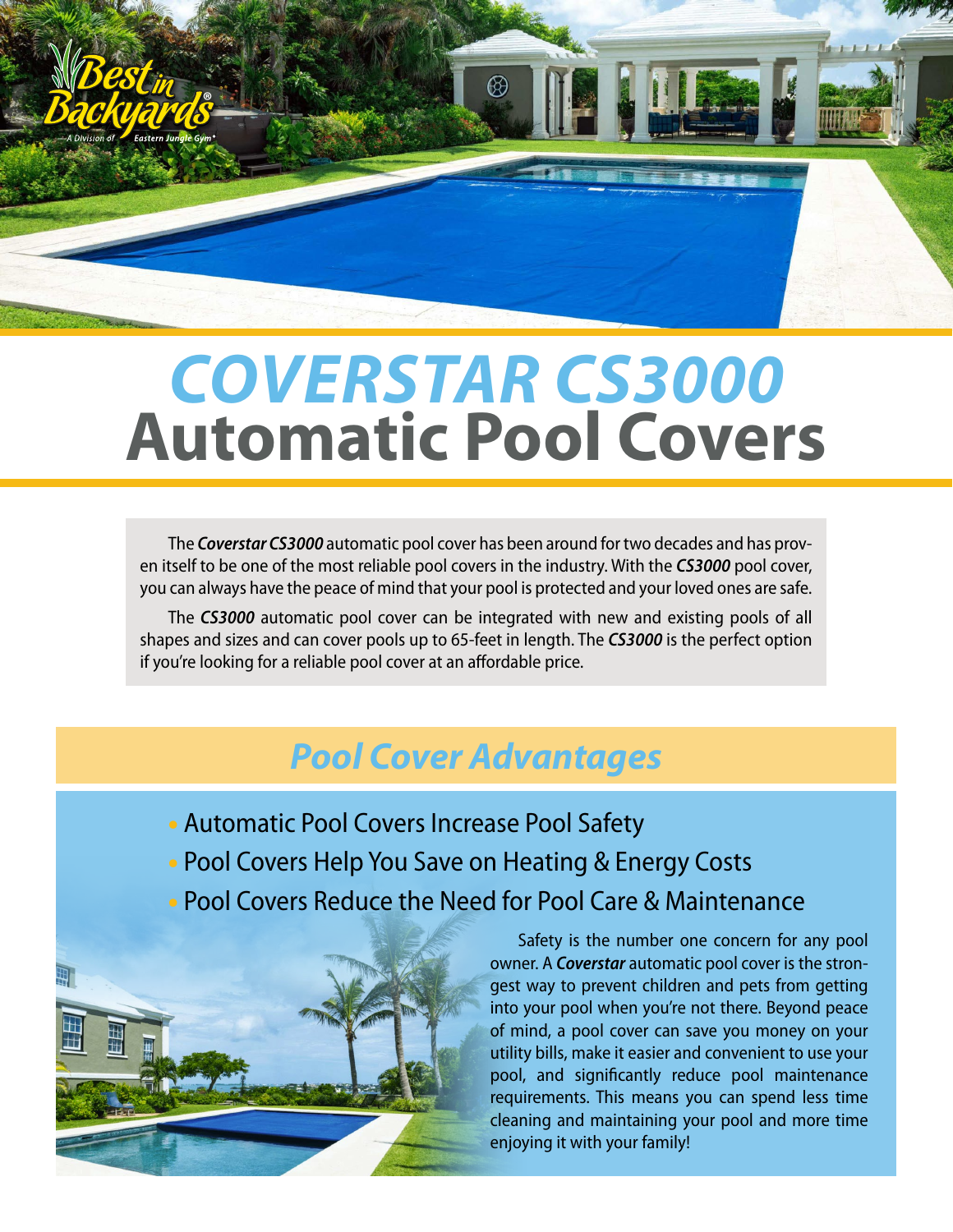Best in Backyards®
A Division of Eastern Jungle Gym®

# *COVERSTAR CS3000* Automatic Pool Covers

The ***Coverstar CS3000*** automatic pool cover has been around for two decades and has proven itself to be one of the most reliable pool covers in the industry. With the ***CS3000*** pool cover, you can always have the peace of mind that your pool is protected and your loved ones are safe.

The ***CS3000*** automatic pool cover can be integrated with new and existing pools of all shapes and sizes and can cover pools up to 65-feet in length. The ***CS3000*** is the perfect option if you're looking for a reliable pool cover at an affordable price.

## *Pool Cover Advantages*

- Automatic Pool Covers Increase Pool Safety
- Pool Covers Help You Save on Heating & Energy Costs
- Pool Covers Reduce the Need for Pool Care & Maintenance

Safety is the number one concern for any pool owner. A ***Coverstar*** automatic pool cover is the strongest way to prevent children and pets from getting into your pool when you're not there. Beyond peace of mind, a pool cover can save you money on your utility bills, make it easier and convenient to use your pool, and significantly reduce pool maintenance requirements. This means you can spend less time cleaning and maintaining your pool and more time enjoying it with your family!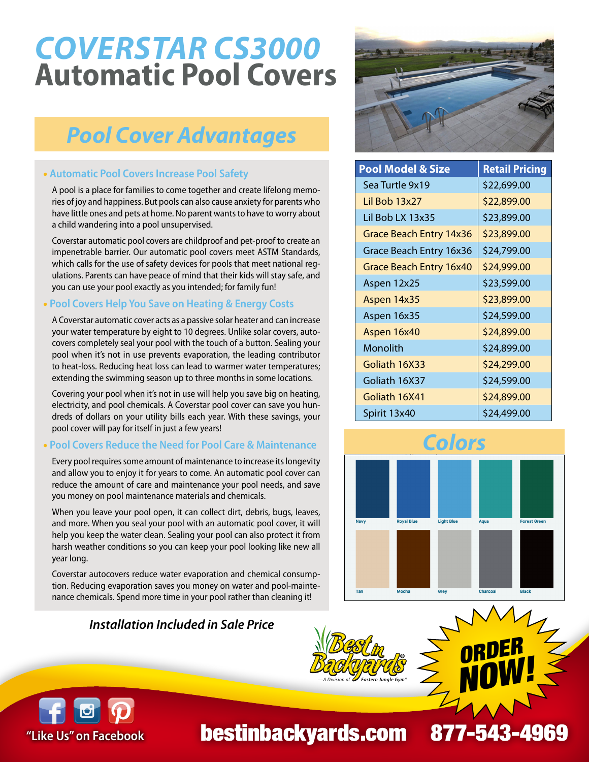# COVERSTAR CS3000
# Automatic Pool Covers

## Pool Cover Advantages

### • Automatic Pool Covers Increase Pool Safety

A pool is a place for families to come together and create lifelong memories of joy and happiness. But pools can also cause anxiety for parents who have little ones and pets at home. No parent wants to have to worry about a child wandering into a pool unsupervised.

Coverstar automatic pool covers are childproof and pet-proof to create an impenetrable barrier. Our automatic pool covers meet ASTM Standards, which calls for the use of safety devices for pools that meet national regulations. Parents can have peace of mind that their kids will stay safe, and you can use your pool exactly as you intended; for family fun!

### • Pool Covers Help You Save on Heating & Energy Costs

A Coverstar automatic cover acts as a passive solar heater and can increase your water temperature by eight to 10 degrees. Unlike solar covers, autocovers completely seal your pool with the touch of a button. Sealing your pool when it's not in use prevents evaporation, the leading contributor to heat-loss. Reducing heat loss can lead to warmer water temperatures; extending the swimming season up to three months in some locations.

Covering your pool when it's not in use will help you save big on heating, electricity, and pool chemicals. A Coverstar pool cover can save you hundreds of dollars on your utility bills each year. With these savings, your pool cover will pay for itself in just a few years!

### • Pool Covers Reduce the Need for Pool Care & Maintenance

Every pool requires some amount of maintenance to increase its longevity and allow you to enjoy it for years to come. An automatic pool cover can reduce the amount of care and maintenance your pool needs, and save you money on pool maintenance materials and chemicals.

When you leave your pool open, it can collect dirt, debris, bugs, leaves, and more. When you seal your pool with an automatic pool cover, it will help you keep the water clean. Sealing your pool can also protect it from harsh weather conditions so you can keep your pool looking like new all year long.

Coverstar autocovers reduce water evaporation and chemical consumption. Reducing evaporation saves you money on water and pool-maintenance chemicals. Spend more time in your pool rather than cleaning it!

***Installation Included in Sale Price***

| Pool Model & Size | Retail Pricing |
|---|---|
| Sea Turtle 9x19 | $22,699.00 |
| Lil Bob 13x27 | $22,899.00 |
| Lil Bob LX 13x35 | $23,899.00 |
| Grace Beach Entry 14x36 | $23,899.00 |
| Grace Beach Entry 16x36 | $24,799.00 |
| Grace Beach Entry 16x40 | $24,999.00 |
| Aspen 12x25 | $23,599.00 |
| Aspen 14x35 | $23,899.00 |
| Aspen 16x35 | $24,599.00 |
| Aspen 16x40 | $24,899.00 |
| Monolith | $24,899.00 |
| Goliath 16X33 | $24,299.00 |
| Goliath 16X37 | $24,599.00 |
| Goliath 16X41 | $24,899.00 |
| Spirit 13x40 | $24,499.00 |

## Colors

Navy, Royal Blue, Light Blue, Aqua, Forest Green

Tan, Mocha, Grey, Charcoal, Black

Best in Backyards® —A Division of Eastern Jungle Gym®

ORDER NOW!

"Like Us" on Facebook

bestinbackyards.com 877-543-4969